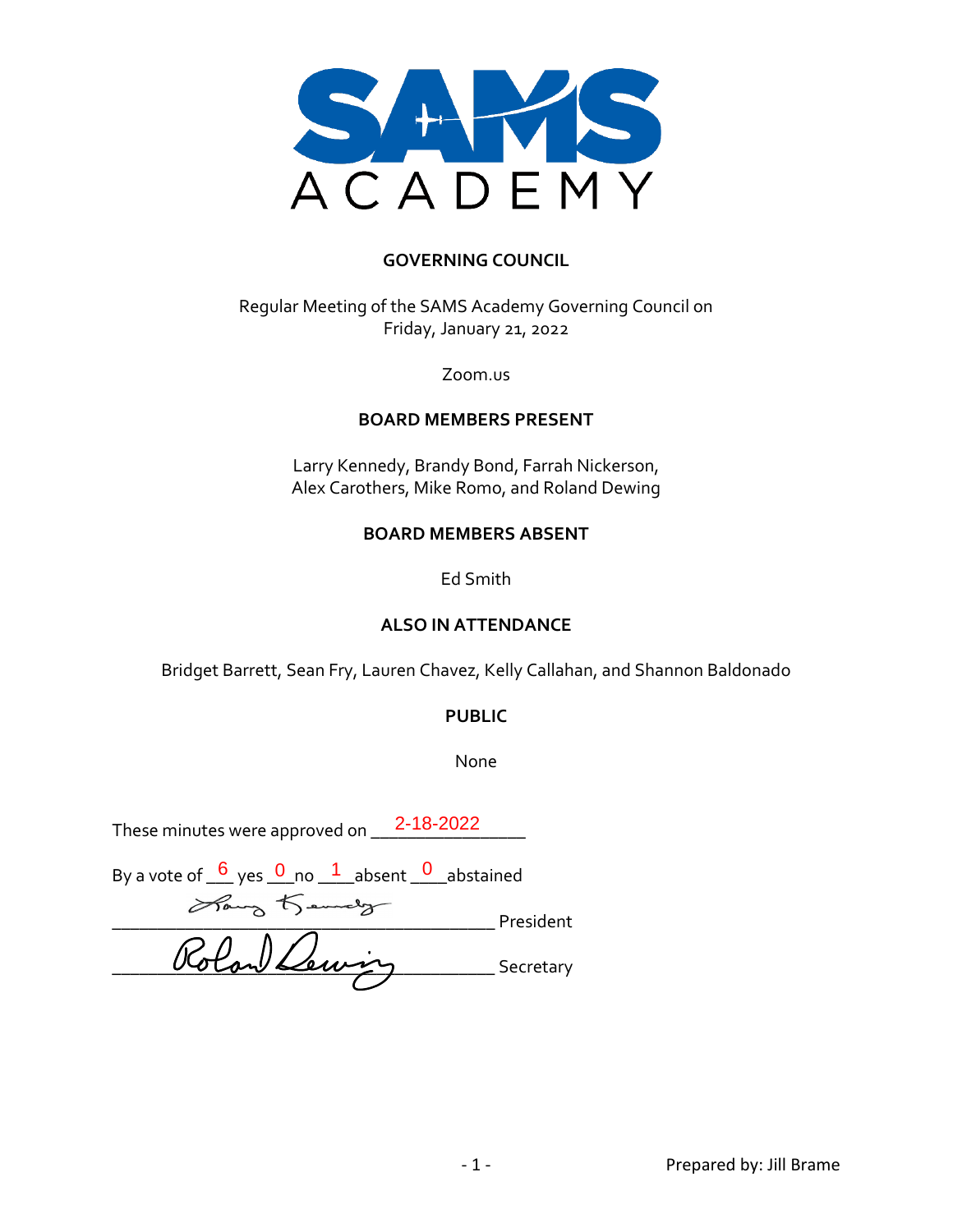SAMS ACADEMY

## GOVERNING COUNCIL

Regular Meeting of the SAMS Academy Governing Council on
Friday, January 21, 2022

Zoom.us

### BOARD MEMBERS PRESENT

Larry Kennedy, Brandy Bond, Farrah Nickerson,
Alex Carothers, Mike Romo, and Roland Dewing

### BOARD MEMBERS ABSENT

Ed Smith

### ALSO IN ATTENDANCE

Bridget Barrett, Sean Fry, Lauren Chavez, Kelly Callahan, and Shannon Baldonado

### PUBLIC

None

These minutes were approved on 2-18-2022

By a vote of 6 yes 0 no 1 absent 0 abstained

_______________ President

_______________ Secretary

Prepared by: Jill Brame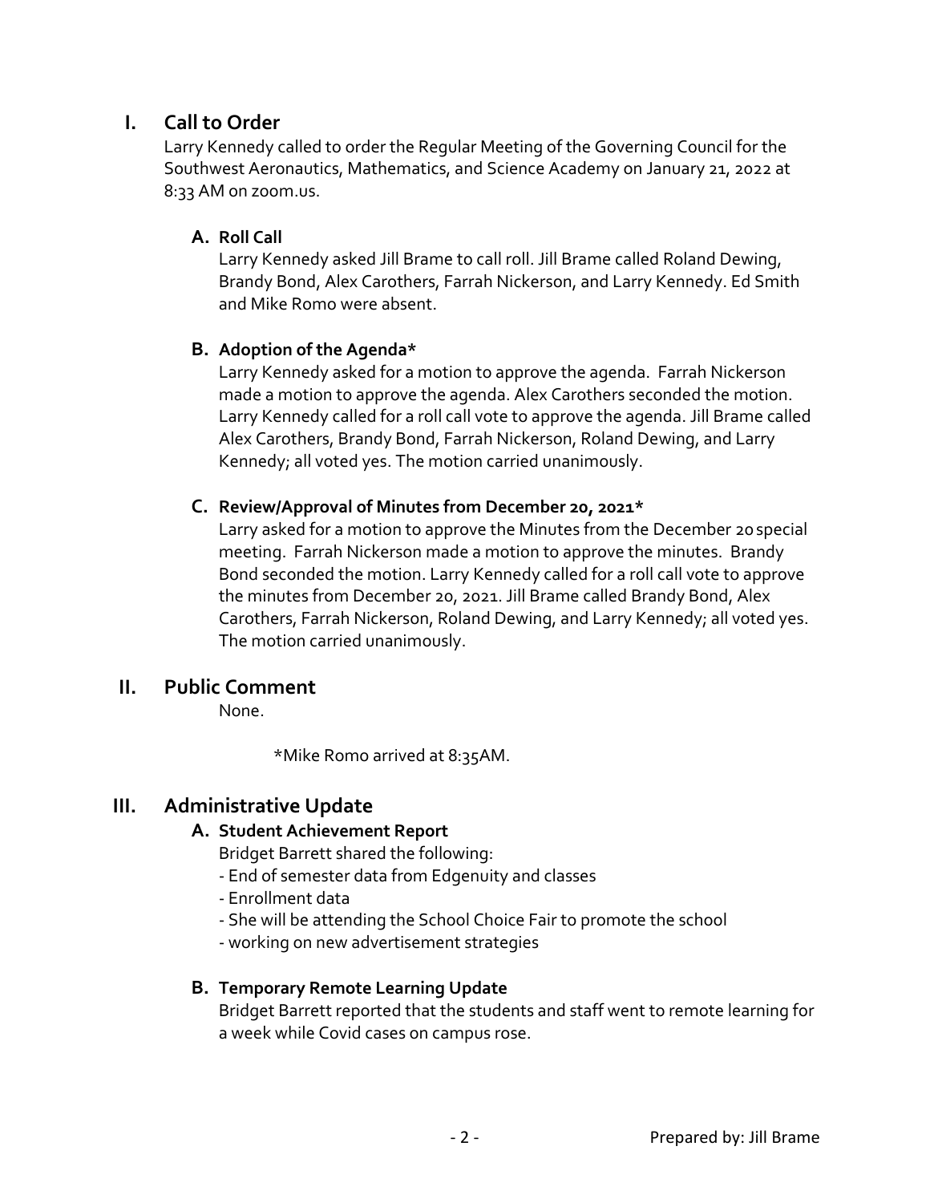## I. Call to Order

Larry Kennedy called to order the Regular Meeting of the Governing Council for the Southwest Aeronautics, Mathematics, and Science Academy on January 21, 2022 at 8:33 AM on zoom.us.

### A. Roll Call

Larry Kennedy asked Jill Brame to call roll. Jill Brame called Roland Dewing, Brandy Bond, Alex Carothers, Farrah Nickerson, and Larry Kennedy. Ed Smith and Mike Romo were absent.

### B. Adoption of the Agenda*

Larry Kennedy asked for a motion to approve the agenda. Farrah Nickerson made a motion to approve the agenda. Alex Carothers seconded the motion. Larry Kennedy called for a roll call vote to approve the agenda. Jill Brame called Alex Carothers, Brandy Bond, Farrah Nickerson, Roland Dewing, and Larry Kennedy; all voted yes. The motion carried unanimously.

### C. Review/Approval of Minutes from December 20, 2021*

Larry asked for a motion to approve the Minutes from the December 20 special meeting. Farrah Nickerson made a motion to approve the minutes. Brandy Bond seconded the motion. Larry Kennedy called for a roll call vote to approve the minutes from December 20, 2021. Jill Brame called Brandy Bond, Alex Carothers, Farrah Nickerson, Roland Dewing, and Larry Kennedy; all voted yes. The motion carried unanimously.

## II. Public Comment

None.

*Mike Romo arrived at 8:35AM.

## III. Administrative Update

### A. Student Achievement Report

Bridget Barrett shared the following:

- End of semester data from Edgenuity and classes
- Enrollment data
- She will be attending the School Choice Fair to promote the school
- working on new advertisement strategies

### B. Temporary Remote Learning Update

Bridget Barrett reported that the students and staff went to remote learning for a week while Covid cases on campus rose.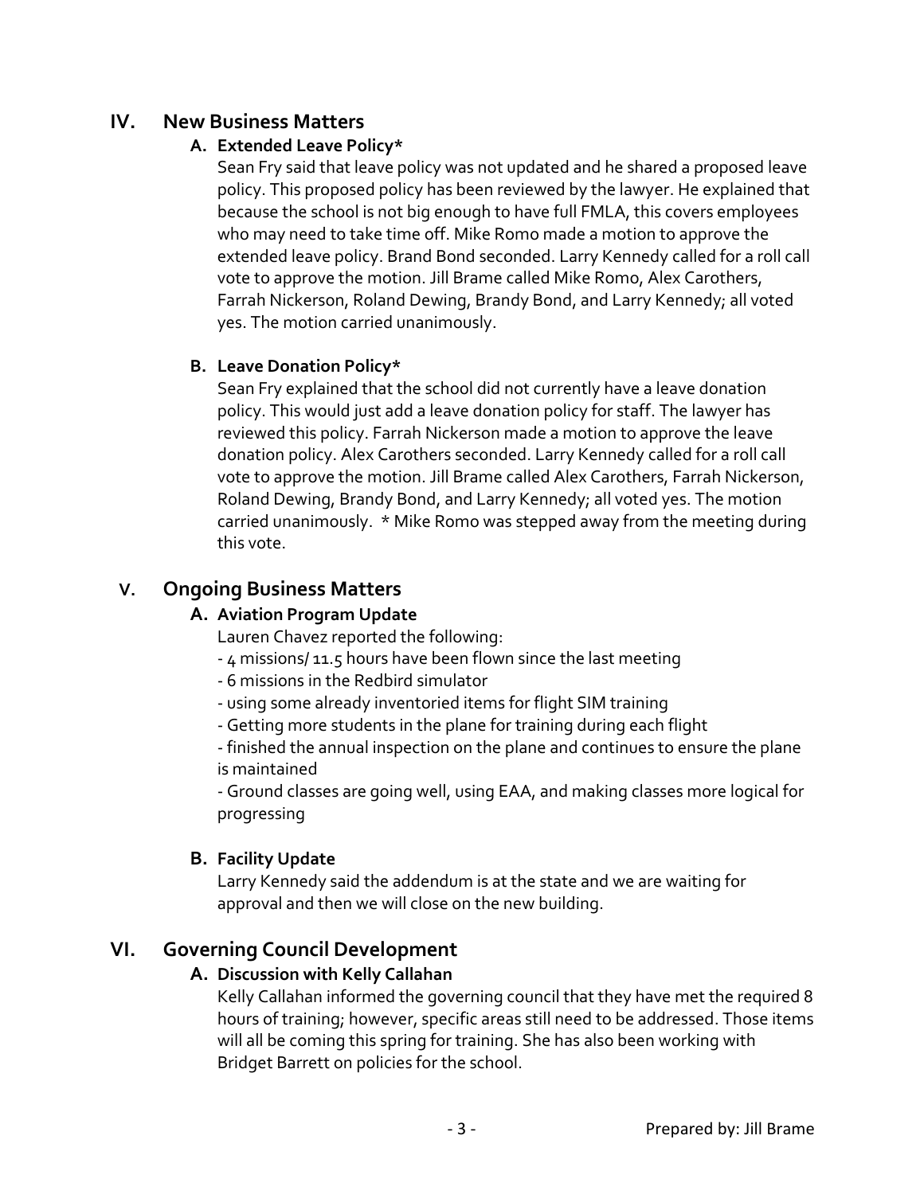## IV. New Business Matters

### A. Extended Leave Policy*

Sean Fry said that leave policy was not updated and he shared a proposed leave policy. This proposed policy has been reviewed by the lawyer. He explained that because the school is not big enough to have full FMLA, this covers employees who may need to take time off. Mike Romo made a motion to approve the extended leave policy. Brand Bond seconded. Larry Kennedy called for a roll call vote to approve the motion. Jill Brame called Mike Romo, Alex Carothers, Farrah Nickerson, Roland Dewing, Brandy Bond, and Larry Kennedy; all voted yes. The motion carried unanimously.

### B. Leave Donation Policy*

Sean Fry explained that the school did not currently have a leave donation policy. This would just add a leave donation policy for staff. The lawyer has reviewed this policy. Farrah Nickerson made a motion to approve the leave donation policy. Alex Carothers seconded. Larry Kennedy called for a roll call vote to approve the motion. Jill Brame called Alex Carothers, Farrah Nickerson, Roland Dewing, Brandy Bond, and Larry Kennedy; all voted yes. The motion carried unanimously. * Mike Romo was stepped away from the meeting during this vote.

## V. Ongoing Business Matters

### A. Aviation Program Update

Lauren Chavez reported the following:

- 4 missions/ 11.5 hours have been flown since the last meeting
- 6 missions in the Redbird simulator
- using some already inventoried items for flight SIM training
- Getting more students in the plane for training during each flight
- finished the annual inspection on the plane and continues to ensure the plane is maintained
- Ground classes are going well, using EAA, and making classes more logical for progressing

### B. Facility Update

Larry Kennedy said the addendum is at the state and we are waiting for approval and then we will close on the new building.

## VI. Governing Council Development

### A. Discussion with Kelly Callahan

Kelly Callahan informed the governing council that they have met the required 8 hours of training; however, specific areas still need to be addressed. Those items will all be coming this spring for training. She has also been working with Bridget Barrett on policies for the school.

Prepared by: Jill Brame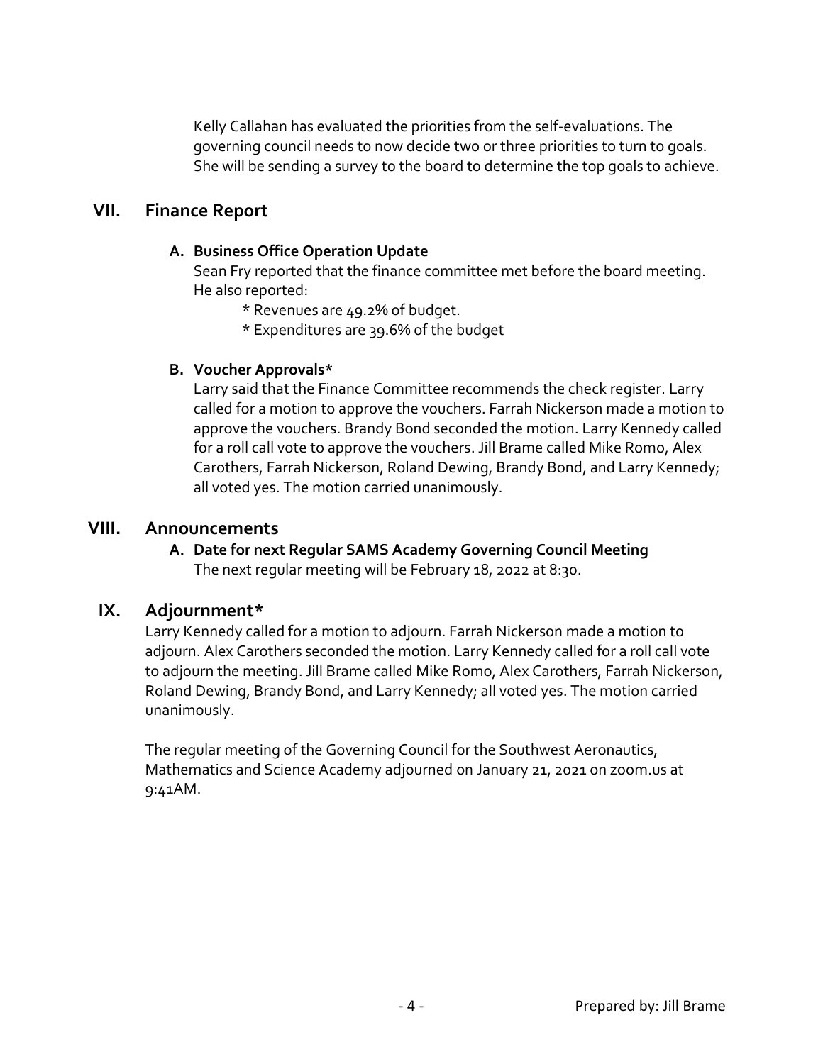Kelly Callahan has evaluated the priorities from the self-evaluations. The governing council needs to now decide two or three priorities to turn to goals. She will be sending a survey to the board to determine the top goals to achieve.

## VII. Finance Report

### A. Business Office Operation Update

Sean Fry reported that the finance committee met before the board meeting. He also reported:

* Revenues are 49.2% of budget.
* Expenditures are 39.6% of the budget

### B. Voucher Approvals*

Larry said that the Finance Committee recommends the check register. Larry called for a motion to approve the vouchers. Farrah Nickerson made a motion to approve the vouchers. Brandy Bond seconded the motion. Larry Kennedy called for a roll call vote to approve the vouchers. Jill Brame called Mike Romo, Alex Carothers, Farrah Nickerson, Roland Dewing, Brandy Bond, and Larry Kennedy; all voted yes. The motion carried unanimously.

## VIII. Announcements

### A. Date for next Regular SAMS Academy Governing Council Meeting

The next regular meeting will be February 18, 2022 at 8:30.

## IX. Adjournment*

Larry Kennedy called for a motion to adjourn. Farrah Nickerson made a motion to adjourn. Alex Carothers seconded the motion. Larry Kennedy called for a roll call vote to adjourn the meeting. Jill Brame called Mike Romo, Alex Carothers, Farrah Nickerson, Roland Dewing, Brandy Bond, and Larry Kennedy; all voted yes. The motion carried unanimously.

The regular meeting of the Governing Council for the Southwest Aeronautics, Mathematics and Science Academy adjourned on January 21, 2021 on zoom.us at 9:41AM.

Prepared by: Jill Brame